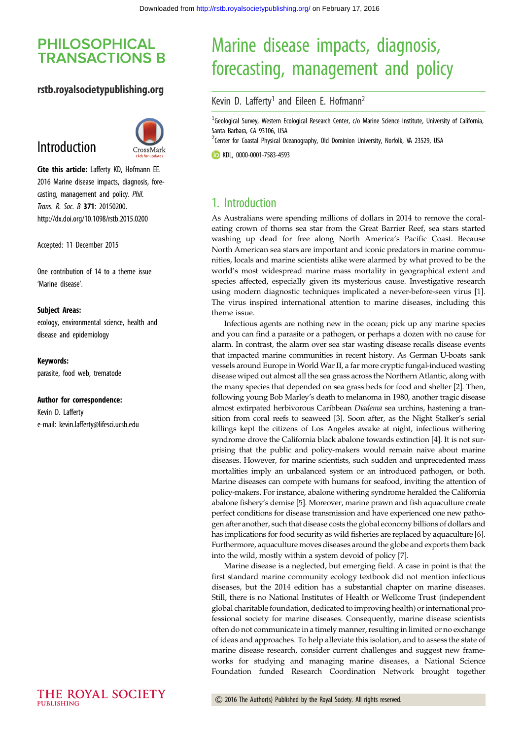PHILOSOPHICAL TRANSACTIONS B

rstb.royalsocietypublishing.org

Introduction

**Cite this article:** Lafferty KD, Hofmann EE. 2016 Marine disease impacts, diagnosis, forecasting, management and policy. *Phil. Trans. R. Soc. B* **371**: 20150200. http://dx.doi.org/10.1098/rstb.2015.0200

Accepted: 11 December 2015

One contribution of 14 to a theme issue 'Marine disease'.

**Subject Areas:**
ecology, environmental science, health and disease and epidemiology

**Keywords:**
parasite, food web, trematode

**Author for correspondence:**
Kevin D. Lafferty
e-mail: kevin.lafferty@lifesci.ucsb.edu

# Marine disease impacts, diagnosis, forecasting, management and policy

Kevin D. Lafferty[1] and Eileen E. Hofmann[2]

[1]Geological Survey, Western Ecological Research Center, c/o Marine Science Institute, University of California, Santa Barbara, CA 93106, USA
[2]Center for Coastal Physical Oceanography, Old Dominion University, Norfolk, VA 23529, USA

KDL, 0000-0001-7583-4593

## 1. Introduction

As Australians were spending millions of dollars in 2014 to remove the coral-eating crown of thorns sea star from the Great Barrier Reef, sea stars started washing up dead for free along North America's Pacific Coast. Because North American sea stars are important and iconic predators in marine communities, locals and marine scientists alike were alarmed by what proved to be the world's most widespread marine mass mortality in geographical extent and species affected, especially given its mysterious cause. Investigative research using modern diagnostic techniques implicated a never-before-seen virus [1]. The virus inspired international attention to marine diseases, including this theme issue.

Infectious agents are nothing new in the ocean; pick up any marine species and you can find a parasite or a pathogen, or perhaps a dozen with no cause for alarm. In contrast, the alarm over sea star wasting disease recalls disease events that impacted marine communities in recent history. As German U-boats sank vessels around Europe in World War II, a far more cryptic fungal-induced wasting disease wiped out almost all the sea grass across the Northern Atlantic, along with the many species that depended on sea grass beds for food and shelter [2]. Then, following young Bob Marley's death to melanoma in 1980, another tragic disease almost extirpated herbivorous Caribbean *Diadema* sea urchins, hastening a transition from coral reefs to seaweed [3]. Soon after, as the Night Stalker's serial killings kept the citizens of Los Angeles awake at night, infectious withering syndrome drove the California black abalone towards extinction [4]. It is not surprising that the public and policy-makers would remain naive about marine diseases. However, for marine scientists, such sudden and unprecedented mass mortalities imply an unbalanced system or an introduced pathogen, or both. Marine diseases can compete with humans for seafood, inviting the attention of policy-makers. For instance, abalone withering syndrome heralded the California abalone fishery's demise [5]. Moreover, marine prawn and fish aquaculture create perfect conditions for disease transmission and have experienced one new pathogen after another, such that disease costs the global economy billions of dollars and has implications for food security as wild fisheries are replaced by aquaculture [6]. Furthermore, aquaculture moves diseases around the globe and exports them back into the wild, mostly within a system devoid of policy [7].

Marine disease is a neglected, but emerging field. A case in point is that the first standard marine community ecology textbook did not mention infectious diseases, but the 2014 edition has a substantial chapter on marine diseases. Still, there is no National Institutes of Health or Wellcome Trust (independent global charitable foundation, dedicated to improving health) or international professional society for marine diseases. Consequently, marine disease scientists often do not communicate in a timely manner, resulting in limited or no exchange of ideas and approaches. To help alleviate this isolation, and to assess the state of marine disease research, consider current challenges and suggest new frameworks for studying and managing marine diseases, a National Science Foundation funded Research Coordination Network brought together

© 2016 The Author(s) Published by the Royal Society. All rights reserved.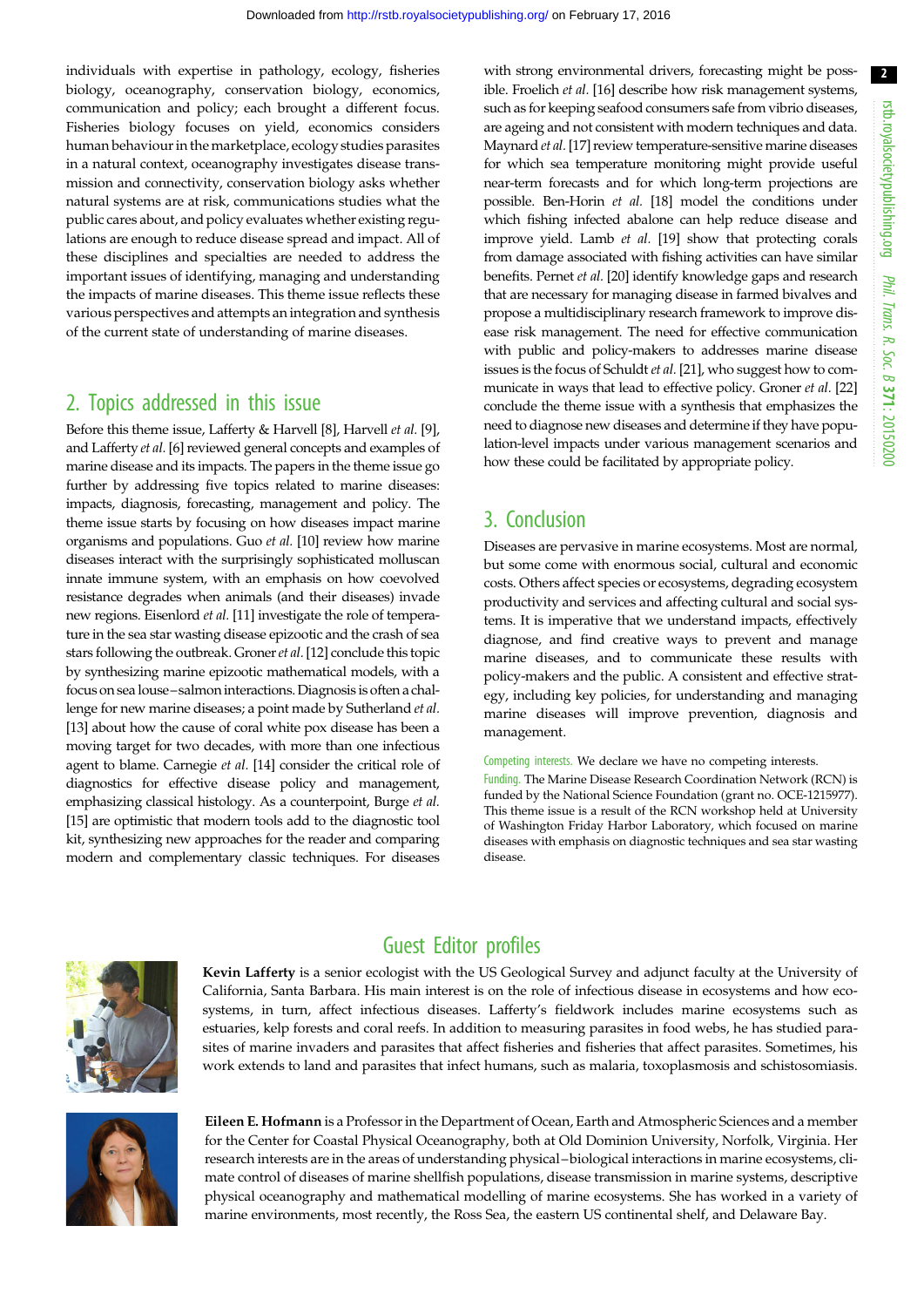individuals with expertise in pathology, ecology, fisheries biology, oceanography, conservation biology, economics, communication and policy; each brought a different focus. Fisheries biology focuses on yield, economics considers human behaviour in the marketplace, ecology studies parasites in a natural context, oceanography investigates disease transmission and connectivity, conservation biology asks whether natural systems are at risk, communications studies what the public cares about, and policy evaluates whether existing regulations are enough to reduce disease spread and impact. All of these disciplines and specialties are needed to address the important issues of identifying, managing and understanding the impacts of marine diseases. This theme issue reflects these various perspectives and attempts an integration and synthesis of the current state of understanding of marine diseases.

## 2. Topics addressed in this issue

Before this theme issue, Lafferty & Harvell [8], Harvell *et al.* [9], and Lafferty *et al.* [6] reviewed general concepts and examples of marine disease and its impacts. The papers in the theme issue go further by addressing five topics related to marine diseases: impacts, diagnosis, forecasting, management and policy. The theme issue starts by focusing on how diseases impact marine organisms and populations. Guo *et al.* [10] review how marine diseases interact with the surprisingly sophisticated molluscan innate immune system, with an emphasis on how coevolved resistance degrades when animals (and their diseases) invade new regions. Eisenlord *et al.* [11] investigate the role of temperature in the sea star wasting disease epizootic and the crash of sea stars following the outbreak. Groner *et al.* [12] conclude this topic by synthesizing marine epizootic mathematical models, with a focus on sea louse–salmon interactions. Diagnosis is often a challenge for new marine diseases; a point made by Sutherland *et al.* [13] about how the cause of coral white pox disease has been a moving target for two decades, with more than one infectious agent to blame. Carnegie *et al.* [14] consider the critical role of diagnostics for effective disease policy and management, emphasizing classical histology. As a counterpoint, Burge *et al.* [15] are optimistic that modern tools add to the diagnostic tool kit, synthesizing new approaches for the reader and comparing modern and complementary classic techniques. For diseases with strong environmental drivers, forecasting might be possible. Froelich *et al.* [16] describe how risk management systems, such as for keeping seafood consumers safe from vibrio diseases, are ageing and not consistent with modern techniques and data. Maynard *et al.* [17] review temperature-sensitive marine diseases for which sea temperature monitoring might provide useful near-term forecasts and for which long-term projections are possible. Ben-Horin *et al.* [18] model the conditions under which fishing infected abalone can help reduce disease and improve yield. Lamb *et al.* [19] show that protecting corals from damage associated with fishing activities can have similar benefits. Pernet *et al.* [20] identify knowledge gaps and research that are necessary for managing disease in farmed bivalves and propose a multidisciplinary research framework to improve disease risk management. The need for effective communication with public and policy-makers to addresses marine disease issues is the focus of Schuldt *et al.* [21], who suggest how to communicate in ways that lead to effective policy. Groner *et al.* [22] conclude the theme issue with a synthesis that emphasizes the need to diagnose new diseases and determine if they have population-level impacts under various management scenarios and how these could be facilitated by appropriate policy.

## 3. Conclusion

Diseases are pervasive in marine ecosystems. Most are normal, but some come with enormous social, cultural and economic costs. Others affect species or ecosystems, degrading ecosystem productivity and services and affecting cultural and social systems. It is imperative that we understand impacts, effectively diagnose, and find creative ways to prevent and manage marine diseases, and to communicate these results with policy-makers and the public. A consistent and effective strategy, including key policies, for understanding and managing marine diseases will improve prevention, diagnosis and management.

Competing interests. We declare we have no competing interests.

Funding. The Marine Disease Research Coordination Network (RCN) is funded by the National Science Foundation (grant no. OCE-1215977). This theme issue is a result of the RCN workshop held at University of Washington Friday Harbor Laboratory, which focused on marine diseases with emphasis on diagnostic techniques and sea star wasting disease.

## Guest Editor profiles

**Kevin Lafferty** is a senior ecologist with the US Geological Survey and adjunct faculty at the University of California, Santa Barbara. His main interest is on the role of infectious disease in ecosystems and how ecosystems, in turn, affect infectious diseases. Lafferty's fieldwork includes marine ecosystems such as estuaries, kelp forests and coral reefs. In addition to measuring parasites in food webs, he has studied parasites of marine invaders and parasites that affect fisheries and fisheries that affect parasites. Sometimes, his work extends to land and parasites that infect humans, such as malaria, toxoplasmosis and schistosomiasis.

**Eileen E. Hofmann** is a Professor in the Department of Ocean, Earth and Atmospheric Sciences and a member for the Center for Coastal Physical Oceanography, both at Old Dominion University, Norfolk, Virginia. Her research interests are in the areas of understanding physical–biological interactions in marine ecosystems, climate control of diseases of marine shellfish populations, disease transmission in marine systems, descriptive physical oceanography and mathematical modelling of marine ecosystems. She has worked in a variety of marine environments, most recently, the Ross Sea, the eastern US continental shelf, and Delaware Bay.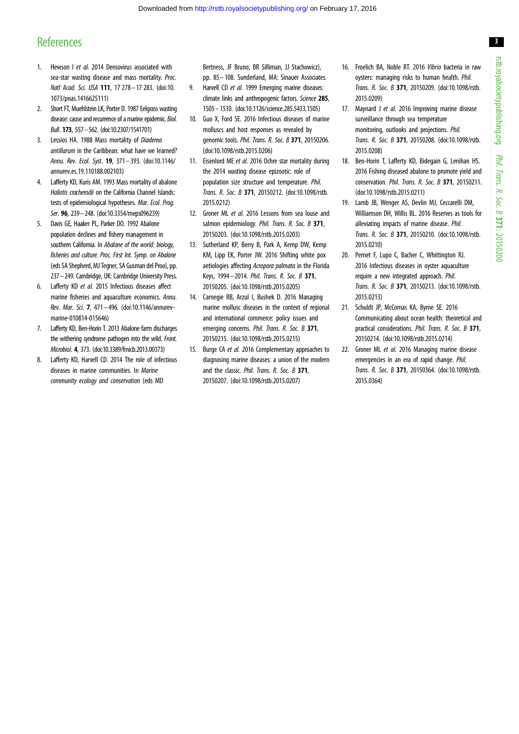## References

1. Hewson I *et al.* 2014 Densovirus associated with sea-star wasting disease and mass mortality. *Proc. Natl Acad. Sci. USA* **111**, 17 278–17 283. (doi:10.1073/pnas.1416625111)
2. Short FT, Muehlstein LK, Porter D. 1987 Eelgrass wasting disease: cause and recurrence of a marine epidemic. *Biol. Bull.* **173**, 557–562. (doi:10.2307/1541701)
3. Lessios HA. 1988 Mass mortality of *Diadema antillarum* in the Caribbean: what have we learned? *Annu. Rev. Ecol. Syst.* **19**, 371–393. (doi:10.1146/annurev.es.19.110188.002103)
4. Lafferty KD, Kuris AM. 1993 Mass mortality of abalone *Haliotis cracherodii* on the California Channel Islands: tests of epidemiological hypotheses. *Mar. Ecol. Prog. Ser.* **96**, 239–248. (doi:10.3354/meps096239)
5. Davis GE, Haaker PL, Parker DO. 1992 Abalone population declines and fishery management in southern California. In *Abalone of the world: biology, fisheries and culture. Proc. First Int. Symp. on Abalone* (eds SA Shepherd, MJ Tegner, SA Gusman del Proo), pp. 237–249. Cambridge, UK: Cambridge University Press.
6. Lafferty KD *et al.* 2015 Infectious diseases affect marine fisheries and aquaculture economics. *Annu. Rev. Mar. Sci.* **7**, 471–496. (doi:10.1146/annurev-marine-010814-015646)
7. Lafferty KD, Ben-Horin T. 2013 Abalone farm discharges the withering syndrome pathogen into the wild. *Front. Microbiol.* **4**, 373. (doi:10.3389/fmicb.2013.00373)
8. Lafferty KD, Harvell CD. 2014 The role of infectious diseases in marine communities. In *Marine community ecology and conservation* (eds MD Bertness, JF Bruno, BR Silliman, JJ Stachowicz), pp. 85–108. Sunderland, MA: Sinauer Associates.
9. Harvell CD *et al.* 1999 Emerging marine diseases: climate links and anthropogenic factors. *Science* **285**, 1505–1510. (doi:10.1126/science.285.5433.1505)
10. Guo X, Ford SE. 2016 Infectious diseases of marine molluscs and host responses as revealed by genomic tools. *Phil. Trans. R. Soc. B* **371**, 20150206. (doi:10.1098/rstb.2015.0206)
11. Eisenlord ME *et al.* 2016 Ochre star mortality during the 2014 wasting disease epizootic: role of population size structure and temperature. *Phil. Trans. R. Soc. B* **371**, 20150212. (doi:10.1098/rstb.2015.0212)
12. Groner ML *et al.* 2016 Lessons from sea louse and salmon epidemiology. *Phil. Trans. R. Soc. B* **371**, 20150203. (doi:10.1098/rstb.2015.0203)
13. Sutherland KP, Berry B, Park A, Kemp DW, Kemp KM, Lipp EK, Porter JW. 2016 Shifting white pox aetiologies affecting *Acropora palmata* in the Florida Keys, 1994–2014. *Phil. Trans. R. Soc. B* **371**, 20150205. (doi:10.1098/rstb.2015.0205)
14. Carnegie RB, Arzul I, Bushek D. 2016 Managing marine mollusc diseases in the context of regional and international commerce: policy issues and emerging concerns. *Phil. Trans. R. Soc. B* **371**, 20150215. (doi:10.1098/rstb.2015.0215)
15. Burge CA *et al.* 2016 Complementary approaches to diagnosing marine diseases: a union of the modern and the classic. *Phil. Trans. R. Soc. B* **371**, 20150207. (doi:10.1098/rstb.2015.0207)
16. Froelich BA, Noble RT. 2016 *Vibrio* bacteria in raw oysters: managing risks to human health. *Phil. Trans. R. Soc. B* **371**, 20150209. (doi:10.1098/rstb.2015.0209)
17. Maynard J *et al.* 2016 Improving marine disease surveillance through sea temperature monitoring, outlooks and projections. *Phil. Trans. R. Soc. B* **371**, 20150208. (doi:10.1098/rstb.2015.0208)
18. Ben-Horin T, Lafferty KD, Bidegain G, Lenihan HS. 2016 Fishing diseased abalone to promote yield and conservation. *Phil. Trans. R. Soc. B* **371**, 20150211. (doi:10.1098/rstb.2015.0211)
19. Lamb JB, Wenger AS, Devlin MJ, Ceccarelli DM, Williamson DH, Willis BL. 2016 Reserves as tools for alleviating impacts of marine disease. *Phil. Trans. R. Soc. B* **371**, 20150210. (doi:10.1098/rstb.2015.0210)
20. Pernet F, Lupo C, Bacher C, Whittington RJ. 2016 Infectious diseases in oyster aquaculture require a new integrated approach. *Phil. Trans. R. Soc. B* **371**, 20150213. (doi:10.1098/rstb.2015.0213)
21. Schuldt JP, McComas KA, Byrne SE. 2016 Communicating about ocean health: theoretical and practical considerations. *Phil. Trans. R. Soc. B* **371**, 20150214. (doi:10.1098/rstb.2015.0214)
22. Groner ML *et al.* 2016 Managing marine disease emergencies in an era of rapid change. *Phil. Trans. R. Soc. B* **371**, 20150364. (doi:10.1098/rstb.2015.0364)